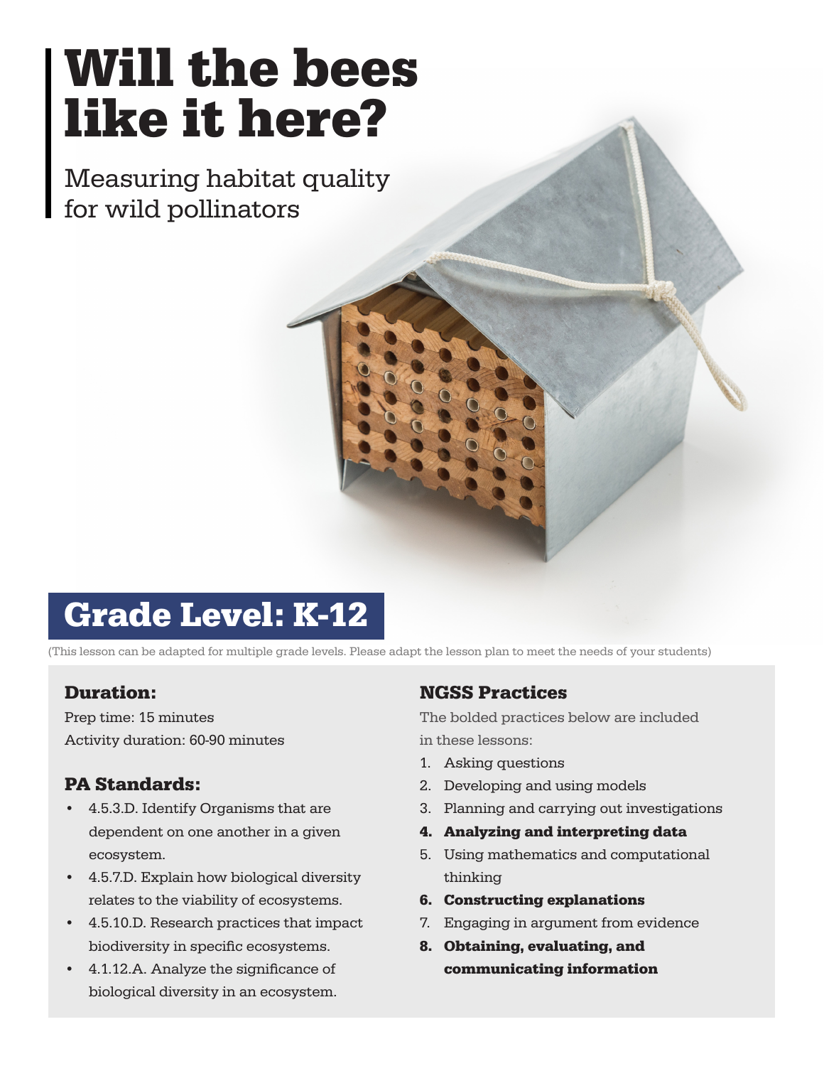# Will the bees like it here?

Measuring habitat quality for wild pollinators

## Grade Level: K-12

(This lesson can be adapted for multiple grade levels. Please adapt the lesson plan to meet the needs of your students)

### Duration:

Prep time: 15 minutes

Activity duration: 60-90 minutes

### PA Standards:

- 4.5.3.D. Identify Organisms that are dependent on one another in a given ecosystem.
- 4.5.7.D. Explain how biological diversity relates to the viability of ecosystems.
- 4.5.10.D. Research practices that impact biodiversity in specific ecosystems.
- 4.1.12.A. Analyze the significance of biological diversity in an ecosystem.

### NGSS Practices

The bolded practices below are included in these lessons:

1. Asking questions
2. Developing and using models
3. Planning and carrying out investigations
4. **Analyzing and interpreting data**
5. Using mathematics and computational thinking
6. **Constructing explanations**
7. Engaging in argument from evidence
8. **Obtaining, evaluating, and communicating information**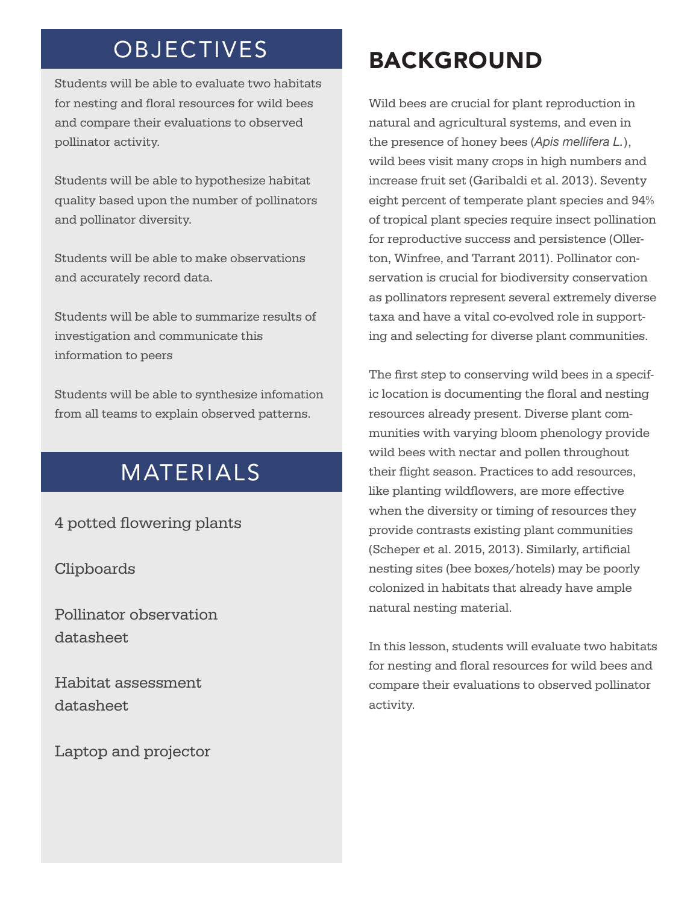## OBJECTIVES

Students will be able to evaluate two habitats for nesting and floral resources for wild bees and compare their evaluations to observed pollinator activity.

Students will be able to hypothesize habitat quality based upon the number of pollinators and pollinator diversity.

Students will be able to make observations and accurately record data.

Students will be able to summarize results of investigation and communicate this information to peers

Students will be able to synthesize infomation from all teams to explain observed patterns.

## MATERIALS

4 potted flowering plants

Clipboards

Pollinator observation datasheet

Habitat assessment datasheet

Laptop and projector

# BACKGROUND

Wild bees are crucial for plant reproduction in natural and agricultural systems, and even in the presence of honey bees (*Apis mellifera L.*), wild bees visit many crops in high numbers and increase fruit set (Garibaldi et al. 2013). Seventy eight percent of temperate plant species and 94% of tropical plant species require insect pollination for reproductive success and persistence (Ollerton, Winfree, and Tarrant 2011). Pollinator conservation is crucial for biodiversity conservation as pollinators represent several extremely diverse taxa and have a vital co-evolved role in supporting and selecting for diverse plant communities.

The first step to conserving wild bees in a specific location is documenting the floral and nesting resources already present. Diverse plant communities with varying bloom phenology provide wild bees with nectar and pollen throughout their flight season. Practices to add resources, like planting wildflowers, are more effective when the diversity or timing of resources they provide contrasts existing plant communities (Scheper et al. 2015, 2013). Similarly, artificial nesting sites (bee boxes/hotels) may be poorly colonized in habitats that already have ample natural nesting material.

In this lesson, students will evaluate two habitats for nesting and floral resources for wild bees and compare their evaluations to observed pollinator activity.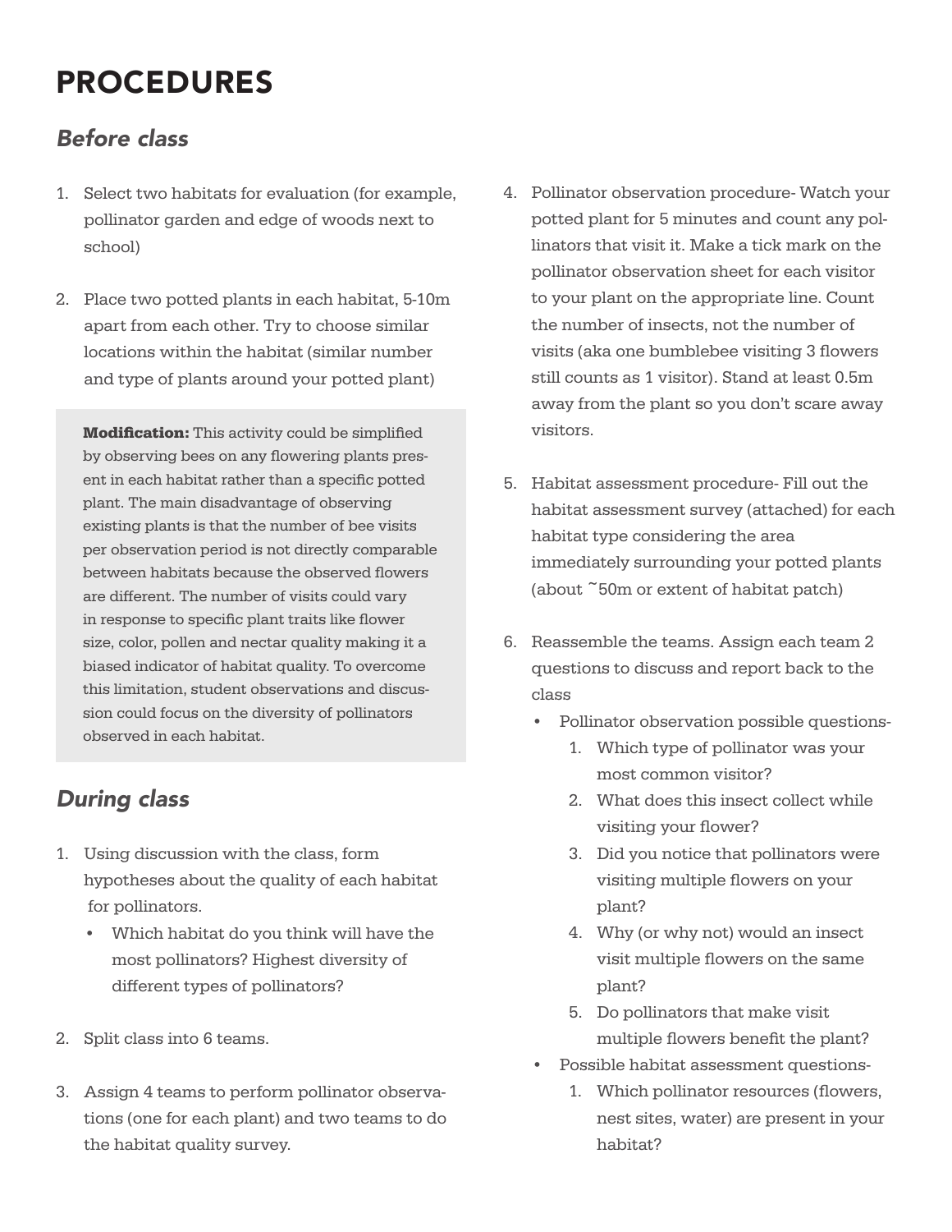# PROCEDURES

## *Before class*

1. Select two habitats for evaluation (for example, pollinator garden and edge of woods next to school)

2. Place two potted plants in each habitat, 5-10m apart from each other. Try to choose similar locations within the habitat (similar number and type of plants around your potted plant)

> **Modification:** This activity could be simplified by observing bees on any flowering plants present in each habitat rather than a specific potted plant. The main disadvantage of observing existing plants is that the number of bee visits per observation period is not directly comparable between habitats because the observed flowers are different. The number of visits could vary in response to specific plant traits like flower size, color, pollen and nectar quality making it a biased indicator of habitat quality. To overcome this limitation, student observations and discussion could focus on the diversity of pollinators observed in each habitat.

## *During class*

1. Using discussion with the class, form hypotheses about the quality of each habitat for pollinators.
   - Which habitat do you think will have the most pollinators? Highest diversity of different types of pollinators?

2. Split class into 6 teams.

3. Assign 4 teams to perform pollinator observations (one for each plant) and two teams to do the habitat quality survey.

4. Pollinator observation procedure- Watch your potted plant for 5 minutes and count any pollinators that visit it. Make a tick mark on the pollinator observation sheet for each visitor to your plant on the appropriate line. Count the number of insects, not the number of visits (aka one bumblebee visiting 3 flowers still counts as 1 visitor). Stand at least 0.5m away from the plant so you don't scare away visitors.

5. Habitat assessment procedure- Fill out the habitat assessment survey (attached) for each habitat type considering the area immediately surrounding your potted plants (about ~50m or extent of habitat patch)

6. Reassemble the teams. Assign each team 2 questions to discuss and report back to the class
   - Pollinator observation possible questions-
     1. Which type of pollinator was your most common visitor?
     2. What does this insect collect while visiting your flower?
     3. Did you notice that pollinators were visiting multiple flowers on your plant?
     4. Why (or why not) would an insect visit multiple flowers on the same plant?
     5. Do pollinators that make visit multiple flowers benefit the plant?
   - Possible habitat assessment questions-
     1. Which pollinator resources (flowers, nest sites, water) are present in your habitat?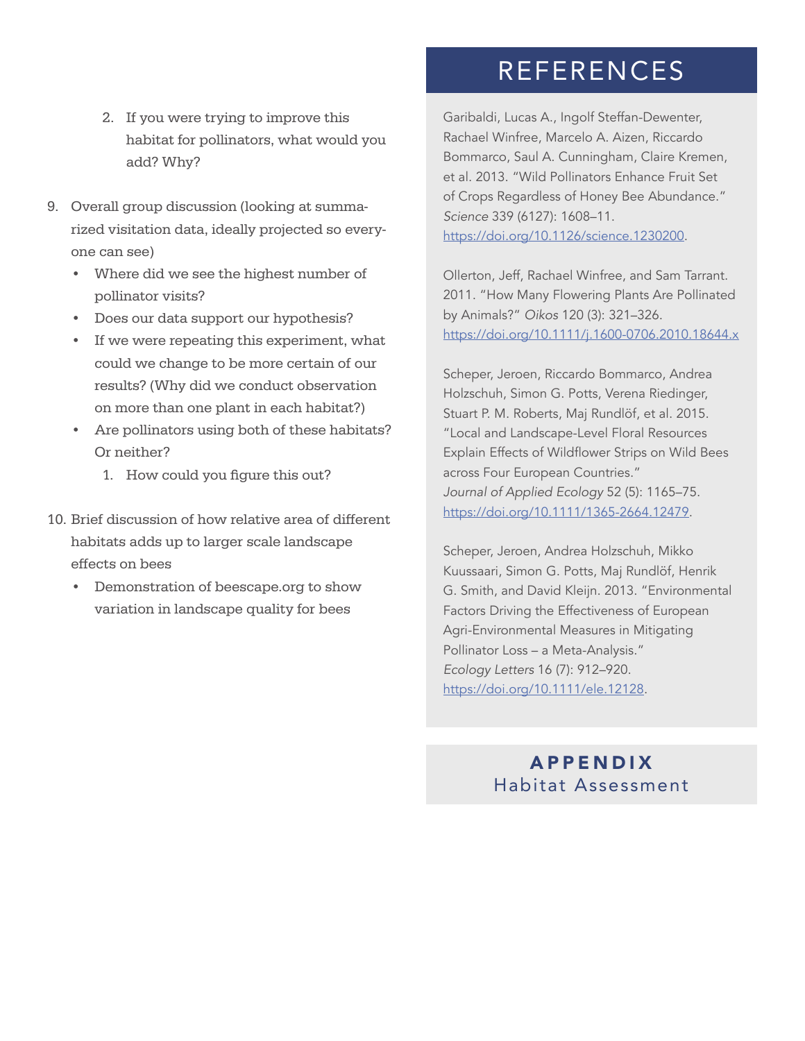2. If you were trying to improve this habitat for pollinators, what would you add? Why?

9. Overall group discussion (looking at summarized visitation data, ideally projected so everyone can see)
   - Where did we see the highest number of pollinator visits?
   - Does our data support our hypothesis?
   - If we were repeating this experiment, what could we change to be more certain of our results? (Why did we conduct observation on more than one plant in each habitat?)
   - Are pollinators using both of these habitats? Or neither?
     1. How could you figure this out?

10. Brief discussion of how relative area of different habitats adds up to larger scale landscape effects on bees
    - Demonstration of beescape.org to show variation in landscape quality for bees

## REFERENCES

Garibaldi, Lucas A., Ingolf Steffan-Dewenter, Rachael Winfree, Marcelo A. Aizen, Riccardo Bommarco, Saul A. Cunningham, Claire Kremen, et al. 2013. "Wild Pollinators Enhance Fruit Set of Crops Regardless of Honey Bee Abundance." *Science* 339 (6127): 1608–11. https://doi.org/10.1126/science.1230200.

Ollerton, Jeff, Rachael Winfree, and Sam Tarrant. 2011. "How Many Flowering Plants Are Pollinated by Animals?" *Oikos* 120 (3): 321–326. https://doi.org/10.1111/j.1600-0706.2010.18644.x

Scheper, Jeroen, Riccardo Bommarco, Andrea Holzschuh, Simon G. Potts, Verena Riedinger, Stuart P. M. Roberts, Maj Rundlöf, et al. 2015. "Local and Landscape-Level Floral Resources Explain Effects of Wildflower Strips on Wild Bees across Four European Countries." *Journal of Applied Ecology* 52 (5): 1165–75. https://doi.org/10.1111/1365-2664.12479.

Scheper, Jeroen, Andrea Holzschuh, Mikko Kuussaari, Simon G. Potts, Maj Rundlöf, Henrik G. Smith, and David Kleijn. 2013. "Environmental Factors Driving the Effectiveness of European Agri-Environmental Measures in Mitigating Pollinator Loss – a Meta-Analysis." *Ecology Letters* 16 (7): 912–920. https://doi.org/10.1111/ele.12128.

## APPENDIX
### Habitat Assessment